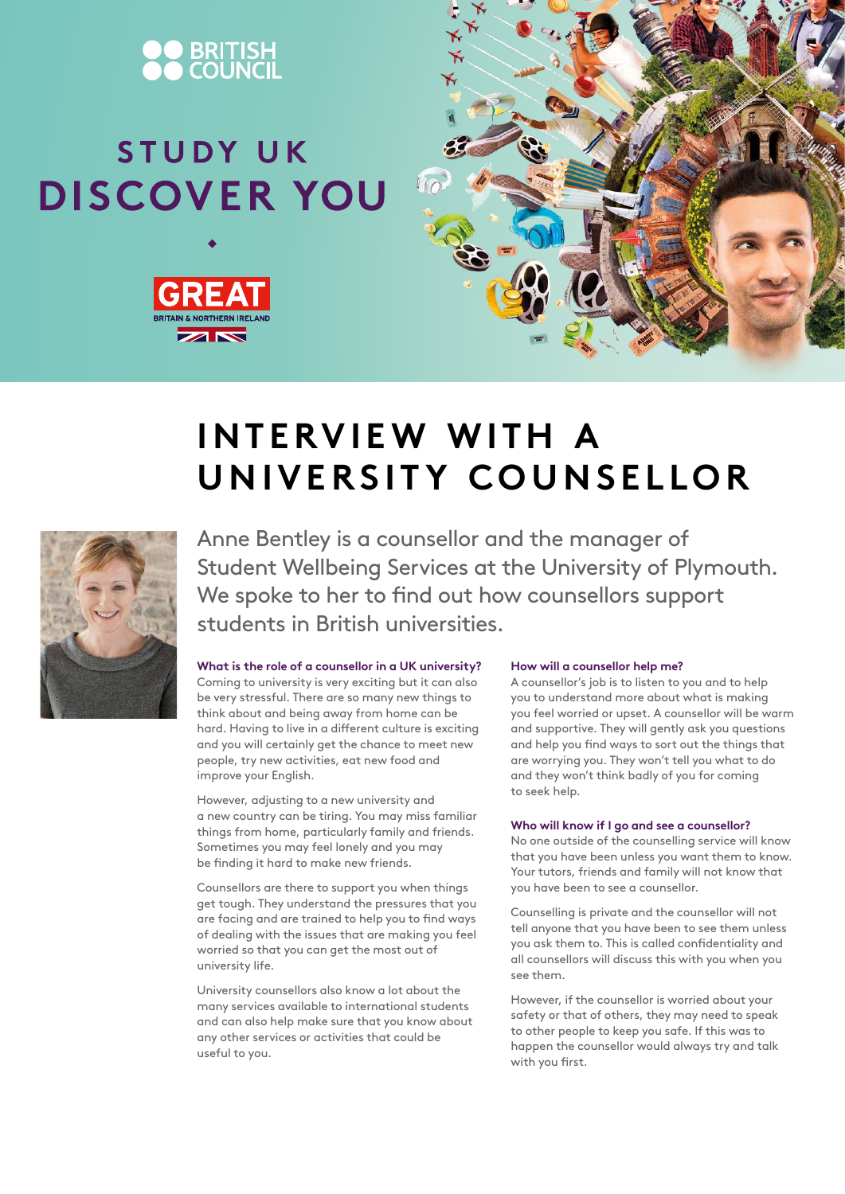BRITISH COUNCIL

**STUDY UK**

**DISCOVER YOU**

GREAT

BRITAIN & NORTHERN IRELAND

# INTERVIEW WITH A UNIVERSITY COUNSELLOR

Anne Bentley is a counsellor and the manager of Student Wellbeing Services at the University of Plymouth. We spoke to her to find out how counsellors support students in British universities.

### What is the role of a counsellor in a UK university?

Coming to university is very exciting but it can also be very stressful. There are so many new things to think about and being away from home can be hard. Having to live in a different culture is exciting and you will certainly get the chance to meet new people, try new activities, eat new food and improve your English.

However, adjusting to a new university and a new country can be tiring. You may miss familiar things from home, particularly family and friends. Sometimes you may feel lonely and you may be finding it hard to make new friends.

Counsellors are there to support you when things get tough. They understand the pressures that you are facing and are trained to help you to find ways of dealing with the issues that are making you feel worried so that you can get the most out of university life.

University counsellors also know a lot about the many services available to international students and can also help make sure that you know about any other services or activities that could be useful to you.

### How will a counsellor help me?

A counsellor's job is to listen to you and to help you to understand more about what is making you feel worried or upset. A counsellor will be warm and supportive. They will gently ask you questions and help you find ways to sort out the things that are worrying you. They won't tell you what to do and they won't think badly of you for coming to seek help.

### Who will know if I go and see a counsellor?

No one outside of the counselling service will know that you have been unless you want them to know. Your tutors, friends and family will not know that you have been to see a counsellor.

Counselling is private and the counsellor will not tell anyone that you have been to see them unless you ask them to. This is called confidentiality and all counsellors will discuss this with you when you see them.

However, if the counsellor is worried about your safety or that of others, they may need to speak to other people to keep you safe. If this was to happen the counsellor would always try and talk with you first.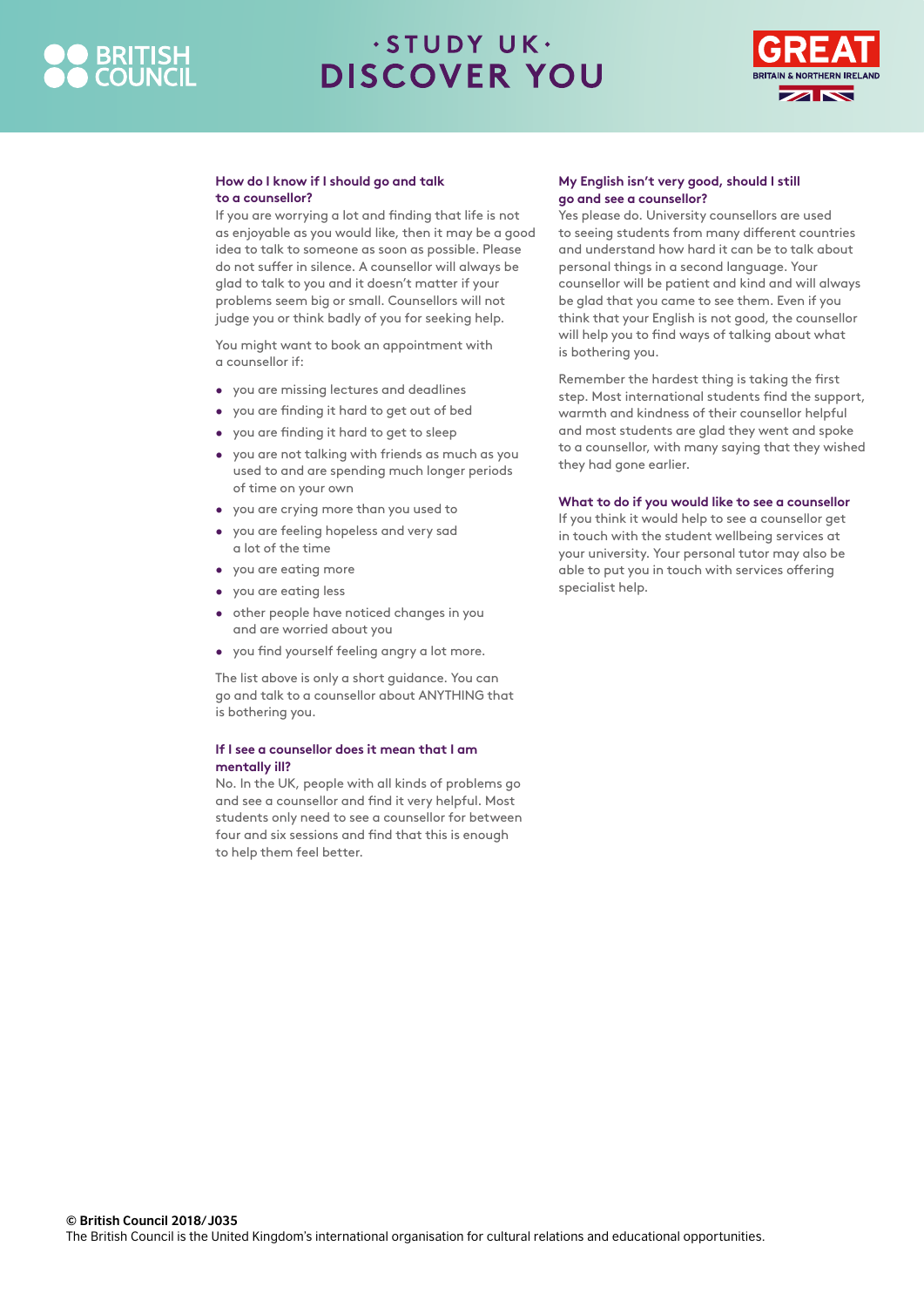### How do I know if I should go and talk to a counsellor?

If you are worrying a lot and finding that life is not as enjoyable as you would like, then it may be a good idea to talk to someone as soon as possible. Please do not suffer in silence. A counsellor will always be glad to talk to you and it doesn't matter if your problems seem big or small. Counsellors will not judge you or think badly of you for seeking help.

You might want to book an appointment with a counsellor if:

- you are missing lectures and deadlines
- you are finding it hard to get out of bed
- you are finding it hard to get to sleep
- you are not talking with friends as much as you used to and are spending much longer periods of time on your own
- you are crying more than you used to
- you are feeling hopeless and very sad a lot of the time
- you are eating more
- you are eating less
- other people have noticed changes in you and are worried about you
- you find yourself feeling angry a lot more.

The list above is only a short guidance. You can go and talk to a counsellor about ANYTHING that is bothering you.

### If I see a counsellor does it mean that I am mentally ill?

No. In the UK, people with all kinds of problems go and see a counsellor and find it very helpful. Most students only need to see a counsellor for between four and six sessions and find that this is enough to help them feel better.

### My English isn't very good, should I still go and see a counsellor?

Yes please do. University counsellors are used to seeing students from many different countries and understand how hard it can be to talk about personal things in a second language. Your counsellor will be patient and kind and will always be glad that you came to see them. Even if you think that your English is not good, the counsellor will help you to find ways of talking about what is bothering you.

Remember the hardest thing is taking the first step. Most international students find the support, warmth and kindness of their counsellor helpful and most students are glad they went and spoke to a counsellor, with many saying that they wished they had gone earlier.

### What to do if you would like to see a counsellor

If you think it would help to see a counsellor get in touch with the student wellbeing services at your university. Your personal tutor may also be able to put you in touch with services offering specialist help.

**© British Council 2018/J035**
The British Council is the United Kingdom's international organisation for cultural relations and educational opportunities.